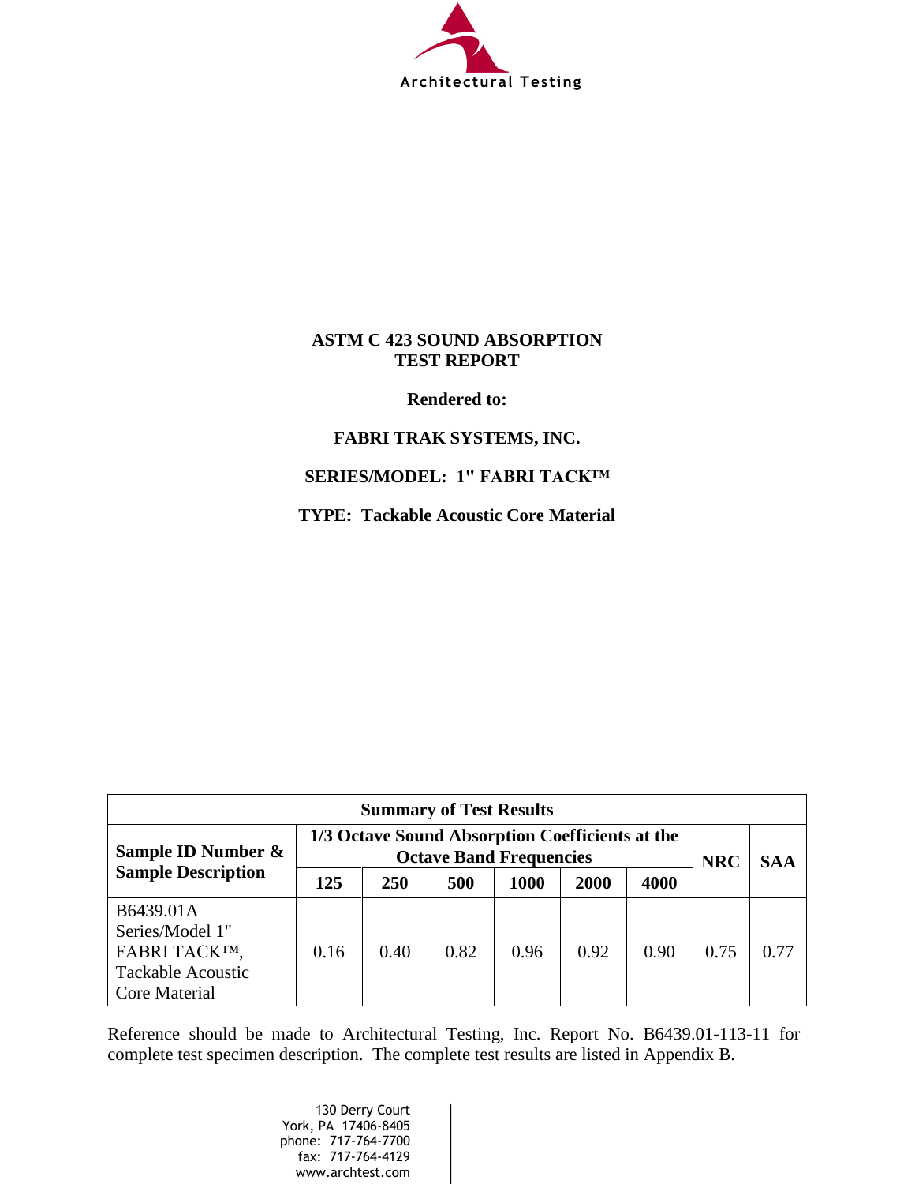Architectural Testing

# ASTM C 423 SOUND ABSORPTION TEST REPORT

**Rendered to:**

**FABRI TRAK SYSTEMS, INC.**

**SERIES/MODEL: 1" FABRI TACK™**

**TYPE: Tackable Acoustic Core Material**

| Summary of Test Results | | | | | | | | |
|---|---|---|---|---|---|---|---|---|
| **Sample ID Number & Sample Description** | **1/3 Octave Sound Absorption Coefficients at the Octave Band Frequencies** | | | | | | **NRC** | **SAA** |
| | **125** | **250** | **500** | **1000** | **2000** | **4000** | | |
| B6439.01A Series/Model 1" FABRI TACK™, Tackable Acoustic Core Material | 0.16 | 0.40 | 0.82 | 0.96 | 0.92 | 0.90 | 0.75 | 0.77 |

Reference should be made to Architectural Testing, Inc. Report No. B6439.01-113-11 for complete test specimen description. The complete test results are listed in Appendix B.

130 Derry Court
York, PA 17406-8405
phone: 717-764-7700
fax: 717-764-4129
www.archtest.com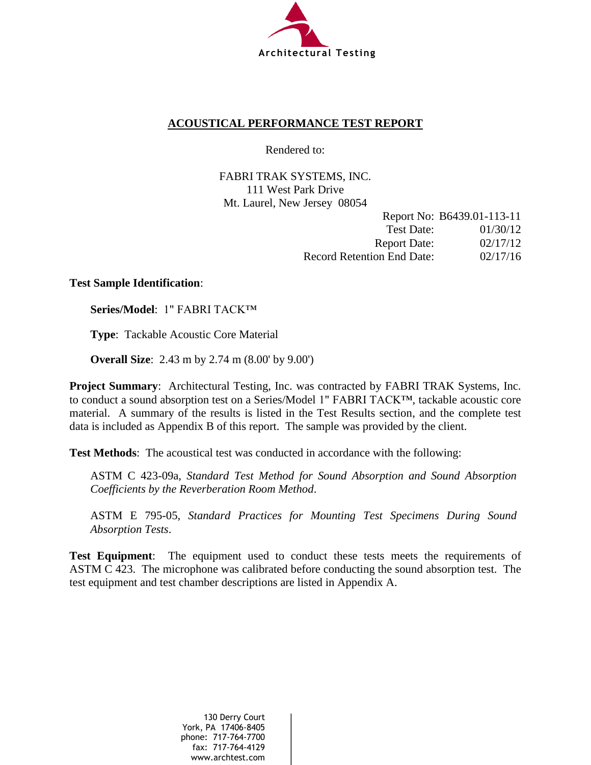Architectural Testing

# ACOUSTICAL PERFORMANCE TEST REPORT

Rendered to:

FABRI TRAK SYSTEMS, INC.
111 West Park Drive
Mt. Laurel, New Jersey 08054

| | |
|---|---|
| Report No: | B6439.01-113-11 |
| Test Date: | 01/30/12 |
| Report Date: | 02/17/12 |
| Record Retention End Date: | 02/17/16 |

**Test Sample Identification**:

**Series/Model**: 1" FABRI TACK™

**Type**: Tackable Acoustic Core Material

**Overall Size**: 2.43 m by 2.74 m (8.00' by 9.00')

**Project Summary**: Architectural Testing, Inc. was contracted by FABRI TRAK Systems, Inc. to conduct a sound absorption test on a Series/Model 1" FABRI TACK™, tackable acoustic core material. A summary of the results is listed in the Test Results section, and the complete test data is included as Appendix B of this report. The sample was provided by the client.

**Test Methods**: The acoustical test was conducted in accordance with the following:

ASTM C 423-09a, *Standard Test Method for Sound Absorption and Sound Absorption Coefficients by the Reverberation Room Method*.

ASTM E 795-05, *Standard Practices for Mounting Test Specimens During Sound Absorption Tests*.

**Test Equipment**: The equipment used to conduct these tests meets the requirements of ASTM C 423. The microphone was calibrated before conducting the sound absorption test. The test equipment and test chamber descriptions are listed in Appendix A.

130 Derry Court
York, PA 17406-8405
phone: 717-764-7700
fax: 717-764-4129
www.archtest.com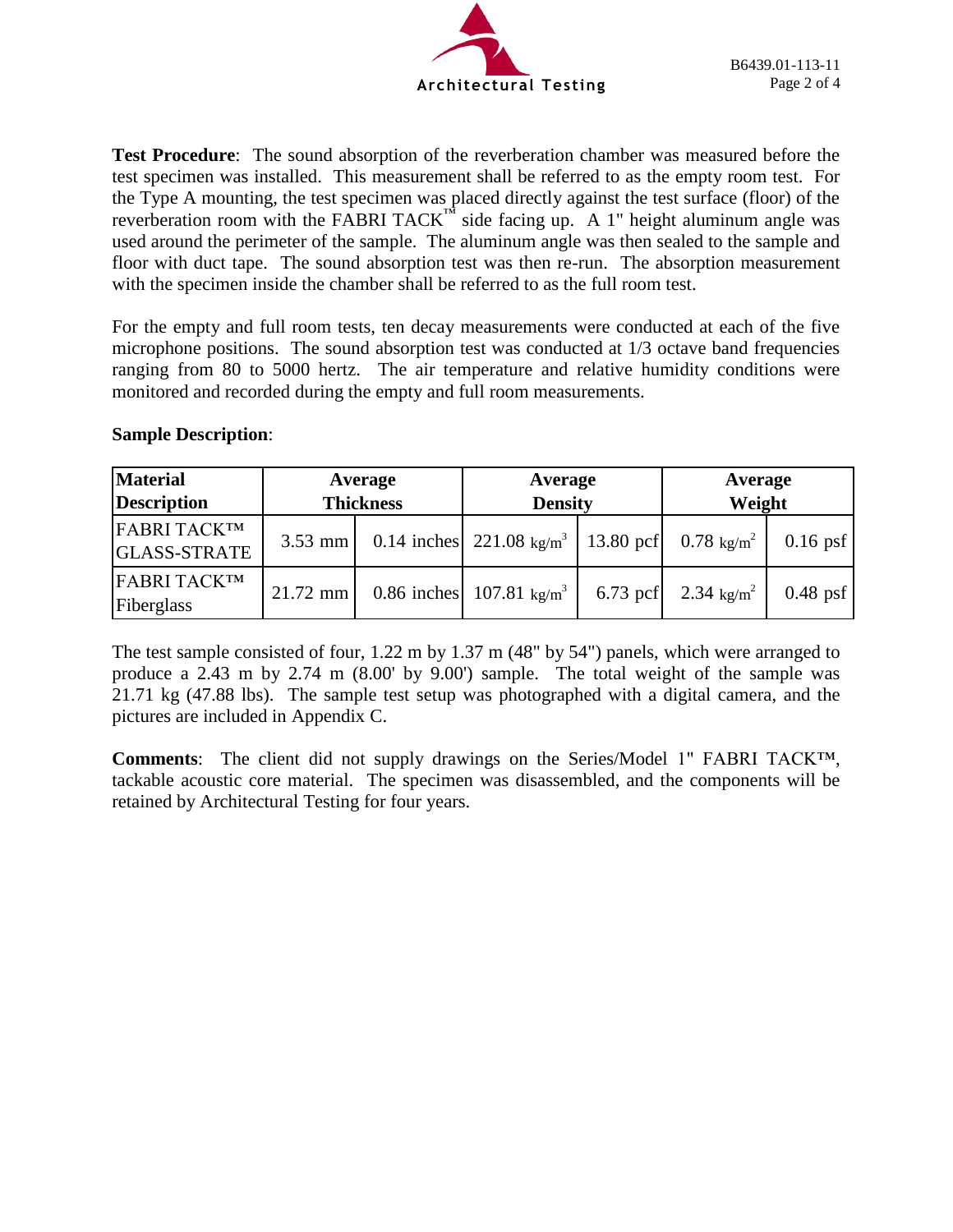**Test Procedure**: The sound absorption of the reverberation chamber was measured before the test specimen was installed. This measurement shall be referred to as the empty room test. For the Type A mounting, the test specimen was placed directly against the test surface (floor) of the reverberation room with the FABRI TACK™ side facing up. A 1" height aluminum angle was used around the perimeter of the sample. The aluminum angle was then sealed to the sample and floor with duct tape. The sound absorption test was then re-run. The absorption measurement with the specimen inside the chamber shall be referred to as the full room test.

For the empty and full room tests, ten decay measurements were conducted at each of the five microphone positions. The sound absorption test was conducted at 1/3 octave band frequencies ranging from 80 to 5000 hertz. The air temperature and relative humidity conditions were monitored and recorded during the empty and full room measurements.

**Sample Description**:

| Material Description | Average Thickness | | Average Density | | Average Weight | |
|---|---|---|---|---|---|---|
| FABRI TACK™ GLASS-STRATE | 3.53 mm | 0.14 inches | 221.08 $kg/m^3$ | 13.80 pcf | 0.78 $kg/m^2$ | 0.16 psf |
| FABRI TACK™ Fiberglass | 21.72 mm | 0.86 inches | 107.81 $kg/m^3$ | 6.73 pcf | 2.34 $kg/m^2$ | 0.48 psf |

The test sample consisted of four, 1.22 m by 1.37 m (48" by 54") panels, which were arranged to produce a 2.43 m by 2.74 m (8.00' by 9.00') sample. The total weight of the sample was 21.71 kg (47.88 lbs). The sample test setup was photographed with a digital camera, and the pictures are included in Appendix C.

**Comments**: The client did not supply drawings on the Series/Model 1" FABRI TACK™, tackable acoustic core material. The specimen was disassembled, and the components will be retained by Architectural Testing for four years.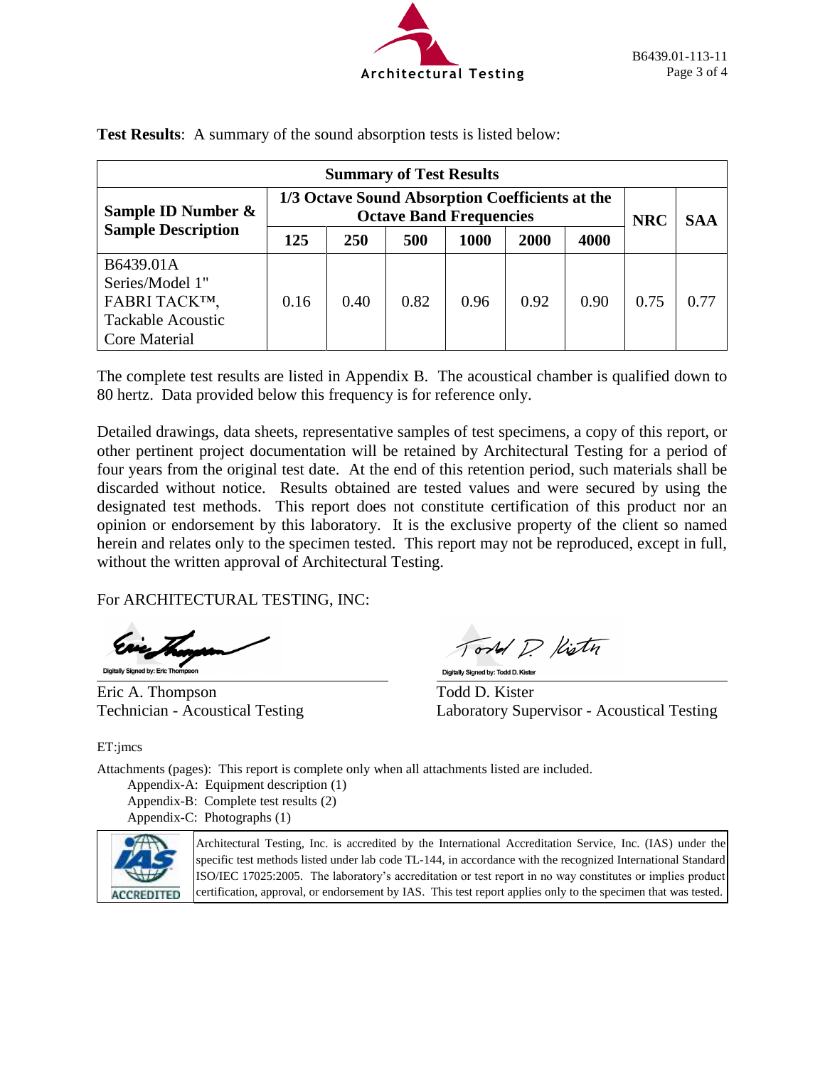**Test Results**: A summary of the sound absorption tests is listed below:

| Summary of Test Results | | | | | | | | |
|---|---|---|---|---|---|---|---|---|
| Sample ID Number & Sample Description | 1/3 Octave Sound Absorption Coefficients at the Octave Band Frequencies | | | | | | NRC | SAA |
| | 125 | 250 | 500 | 1000 | 2000 | 4000 | | |
| B6439.01A Series/Model 1" FABRI TACK™, Tackable Acoustic Core Material | 0.16 | 0.40 | 0.82 | 0.96 | 0.92 | 0.90 | 0.75 | 0.77 |

The complete test results are listed in Appendix B. The acoustical chamber is qualified down to 80 hertz. Data provided below this frequency is for reference only.

Detailed drawings, data sheets, representative samples of test specimens, a copy of this report, or other pertinent project documentation will be retained by Architectural Testing for a period of four years from the original test date. At the end of this retention period, such materials shall be discarded without notice. Results obtained are tested values and were secured by using the designated test methods. This report does not constitute certification of this product nor an opinion or endorsement by this laboratory. It is the exclusive property of the client so named herein and relates only to the specimen tested. This report may not be reproduced, except in full, without the written approval of Architectural Testing.

For ARCHITECTURAL TESTING, INC:

Digitally Signed by: Eric Thompson

Eric A. Thompson
Technician - Acoustical Testing

Digitally Signed by: Todd D. Kister

Todd D. Kister
Laboratory Supervisor - Acoustical Testing

ET:jmcs

Attachments (pages): This report is complete only when all attachments listed are included.

- Appendix-A: Equipment description (1)
- Appendix-B: Complete test results (2)
- Appendix-C: Photographs (1)

ACCREDITED

Architectural Testing, Inc. is accredited by the International Accreditation Service, Inc. (IAS) under the specific test methods listed under lab code TL-144, in accordance with the recognized International Standard ISO/IEC 17025:2005. The laboratory's accreditation or test report in no way constitutes or implies product certification, approval, or endorsement by IAS. This test report applies only to the specimen that was tested.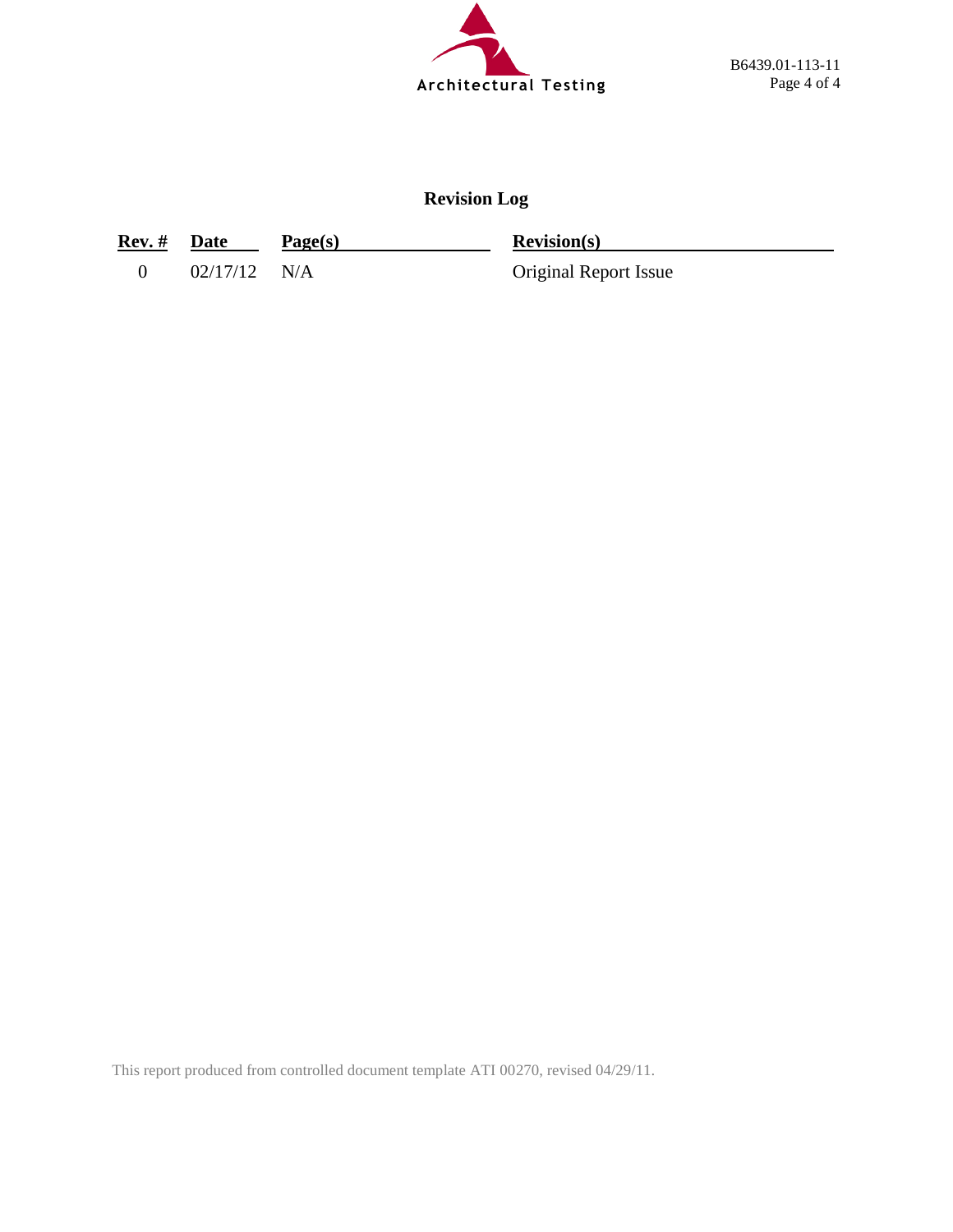## Revision Log

| Rev. # | Date | Page(s) | Revision(s) |
|---|---|---|---|
| 0 | 02/17/12 | N/A | Original Report Issue |

This report produced from controlled document template ATI 00270, revised 04/29/11.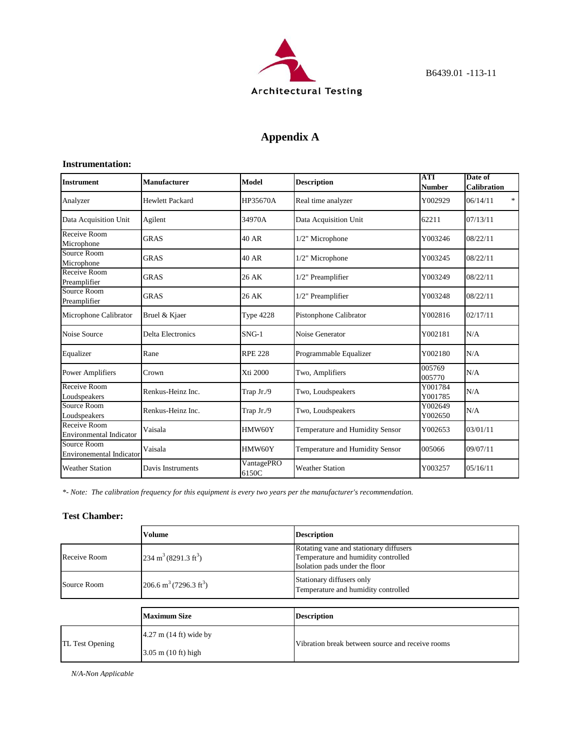# Appendix A

### Instrumentation:

| Instrument | Manufacturer | Model | Description | ATI Number | Date of Calibration |
|---|---|---|---|---|---|
| Analyzer | Hewlett Packard | HP35670A | Real time analyzer | Y002929 | 06/14/11 * |
| Data Acquisition Unit | Agilent | 34970A | Data Acquisition Unit | 62211 | 07/13/11 |
| Receive Room Microphone | GRAS | 40 AR | 1/2" Microphone | Y003246 | 08/22/11 |
| Source Room Microphone | GRAS | 40 AR | 1/2" Microphone | Y003245 | 08/22/11 |
| Receive Room Preamplifier | GRAS | 26 AK | 1/2" Preamplifier | Y003249 | 08/22/11 |
| Source Room Preamplifier | GRAS | 26 AK | 1/2" Preamplifier | Y003248 | 08/22/11 |
| Microphone Calibrator | Bruel & Kjaer | Type 4228 | Pistonphone Calibrator | Y002816 | 02/17/11 |
| Noise Source | Delta Electronics | SNG-1 | Noise Generator | Y002181 | N/A |
| Equalizer | Rane | RPE 228 | Programmable Equalizer | Y002180 | N/A |
| Power Amplifiers | Crown | Xti 2000 | Two, Amplifiers | 005769 005770 | N/A |
| Receive Room Loudspeakers | Renkus-Heinz Inc. | Trap Jr./9 | Two, Loudspeakers | Y001784 Y001785 | N/A |
| Source Room Loudspeakers | Renkus-Heinz Inc. | Trap Jr./9 | Two, Loudspeakers | Y002649 Y002650 | N/A |
| Receive Room Environmental Indicator | Vaisala | HMW60Y | Temperature and Humidity Sensor | Y002653 | 03/01/11 |
| Source Room Environemental Indicator | Vaisala | HMW60Y | Temperature and Humidity Sensor | 005066 | 09/07/11 |
| Weather Station | Davis Instruments | VantagePRO 6150C | Weather Station | Y003257 | 05/16/11 |

*\*- Note: The calibration frequency for this equipment is every two years per the manufacturer's recommendation.*

### Test Chamber:

| | Volume | Description |
|---|---|---|
| Receive Room | 234 $m^3$ (8291.3 $ft^3$) | Rotating vane and stationary diffusers<br>Temperature and humidity controlled<br>Isolation pads under the floor |
| Source Room | 206.6 $m^3$ (7296.3 $ft^3$) | Stationary diffusers only<br>Temperature and humidity controlled |

| | Maximum Size | Description |
|---|---|---|
| TL Test Opening | 4.27 m (14 ft) wide by<br>3.05 m (10 ft) high | Vibration break between source and receive rooms |

*N/A-Non Applicable*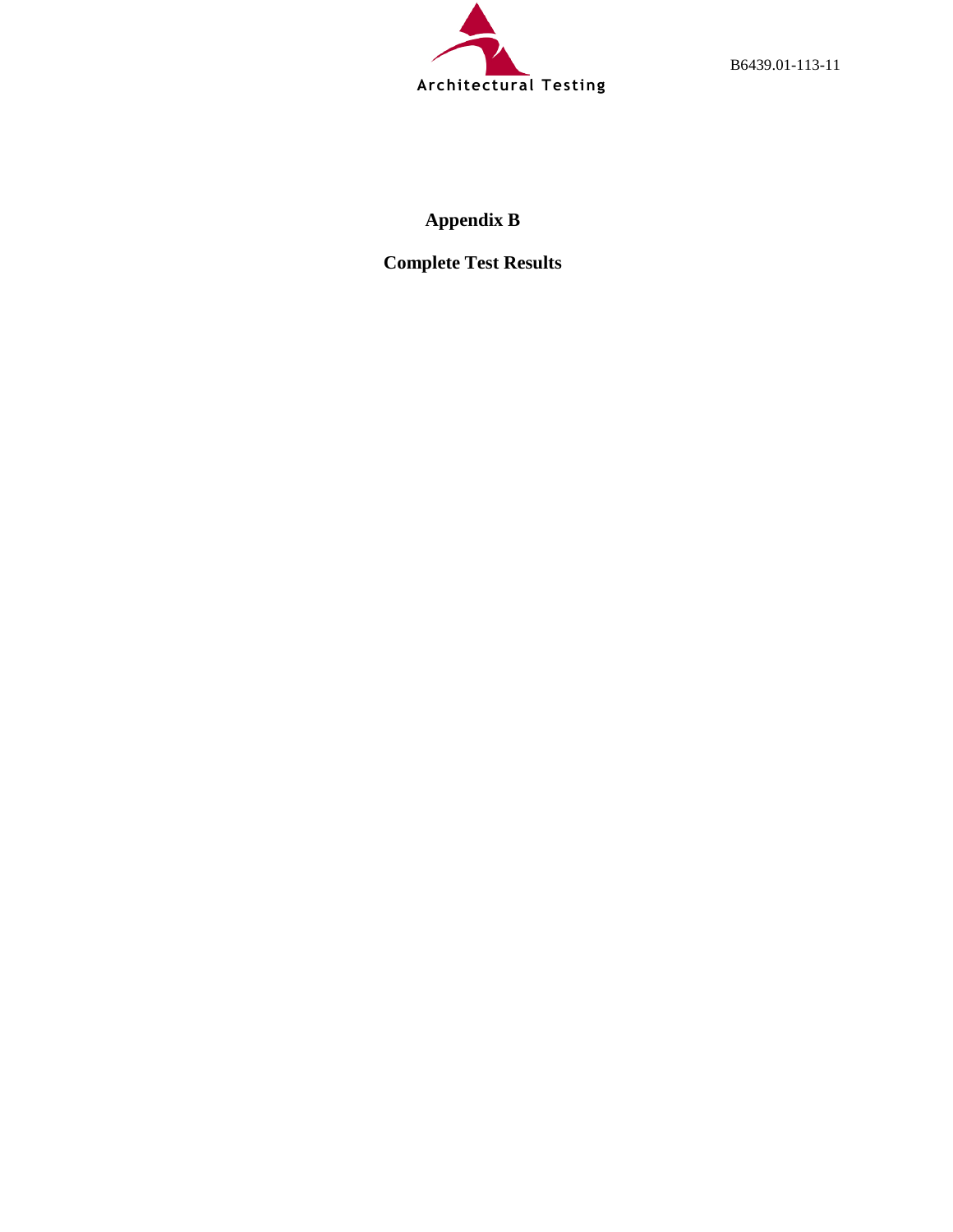# Appendix B

## Complete Test Results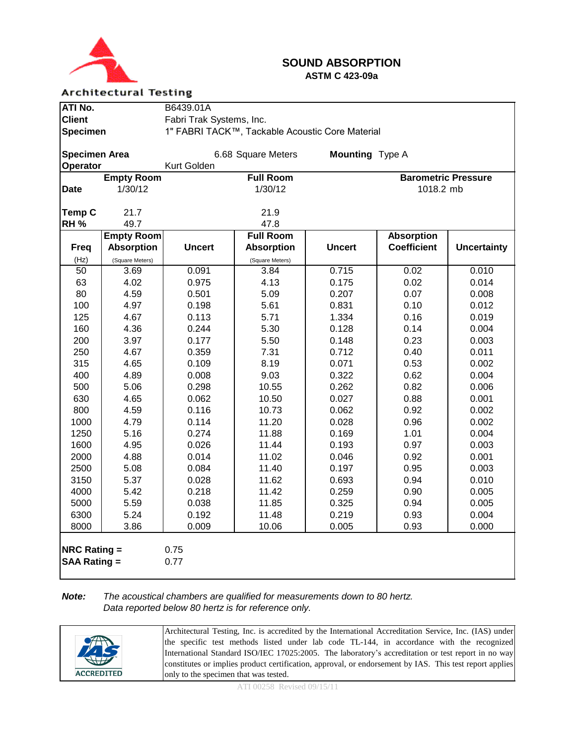Architectural Testing

# SOUND ABSORPTION

**ASTM C 423-09a**

| | |
|---|---|
| **ATI No.** | B6439.01A |
| **Client** | Fabri Trak Systems, Inc. |
| **Specimen** | 1" FABRI TACK™, Tackable Acoustic Core Material |
| **Specimen Area** | 6.68 Square Meters |
| **Mounting** | Type A |
| **Operator** | Kurt Golden |

| | Empty Room | Full Room | Barometric Pressure |
|---|---|---|---|
| **Date** | 1/30/12 | 1/30/12 | 1018.2 mb |
| **Temp C** | 21.7 | 21.9 | |
| **RH %** | 49.7 | 47.8 | |

| Freq (Hz) | Empty Room Absorption (Square Meters) | Uncert | Full Room Absorption (Square Meters) | Uncert | Absorption Coefficient | Uncertainty |
|---|---|---|---|---|---|---|
| 50 | 3.69 | 0.091 | 3.84 | 0.715 | 0.02 | 0.010 |
| 63 | 4.02 | 0.975 | 4.13 | 0.175 | 0.02 | 0.014 |
| 80 | 4.59 | 0.501 | 5.09 | 0.207 | 0.07 | 0.008 |
| 100 | 4.97 | 0.198 | 5.61 | 0.831 | 0.10 | 0.012 |
| 125 | 4.67 | 0.113 | 5.71 | 1.334 | 0.16 | 0.019 |
| 160 | 4.36 | 0.244 | 5.30 | 0.128 | 0.14 | 0.004 |
| 200 | 3.97 | 0.177 | 5.50 | 0.148 | 0.23 | 0.003 |
| 250 | 4.67 | 0.359 | 7.31 | 0.712 | 0.40 | 0.011 |
| 315 | 4.65 | 0.109 | 8.19 | 0.071 | 0.53 | 0.002 |
| 400 | 4.89 | 0.008 | 9.03 | 0.322 | 0.62 | 0.004 |
| 500 | 5.06 | 0.298 | 10.55 | 0.262 | 0.82 | 0.006 |
| 630 | 4.65 | 0.062 | 10.50 | 0.027 | 0.88 | 0.001 |
| 800 | 4.59 | 0.116 | 10.73 | 0.062 | 0.92 | 0.002 |
| 1000 | 4.79 | 0.114 | 11.20 | 0.028 | 0.96 | 0.002 |
| 1250 | 5.16 | 0.274 | 11.88 | 0.169 | 1.01 | 0.004 |
| 1600 | 4.95 | 0.026 | 11.44 | 0.193 | 0.97 | 0.003 |
| 2000 | 4.88 | 0.014 | 11.02 | 0.046 | 0.92 | 0.001 |
| 2500 | 5.08 | 0.084 | 11.40 | 0.197 | 0.95 | 0.003 |
| 3150 | 5.37 | 0.028 | 11.62 | 0.693 | 0.94 | 0.010 |
| 4000 | 5.42 | 0.218 | 11.42 | 0.259 | 0.90 | 0.005 |
| 5000 | 5.59 | 0.038 | 11.85 | 0.325 | 0.94 | 0.005 |
| 6300 | 5.24 | 0.192 | 11.48 | 0.219 | 0.93 | 0.004 |
| 8000 | 3.86 | 0.009 | 10.06 | 0.005 | 0.93 | 0.000 |

**NRC Rating =** 0.75

**SAA Rating =** 0.77

***Note:*** *The acoustical chambers are qualified for measurements down to 80 hertz. Data reported below 80 hertz is for reference only.*

IAS ACCREDITED

Architectural Testing, Inc. is accredited by the International Accreditation Service, Inc. (IAS) under the specific test methods listed under lab code TL-144, in accordance with the recognized International Standard ISO/IEC 17025:2005. The laboratory's accreditation or test report in no way constitutes or implies product certification, approval, or endorsement by IAS. This test report applies only to the specimen that was tested.

ATI 00258 Revised 09/15/11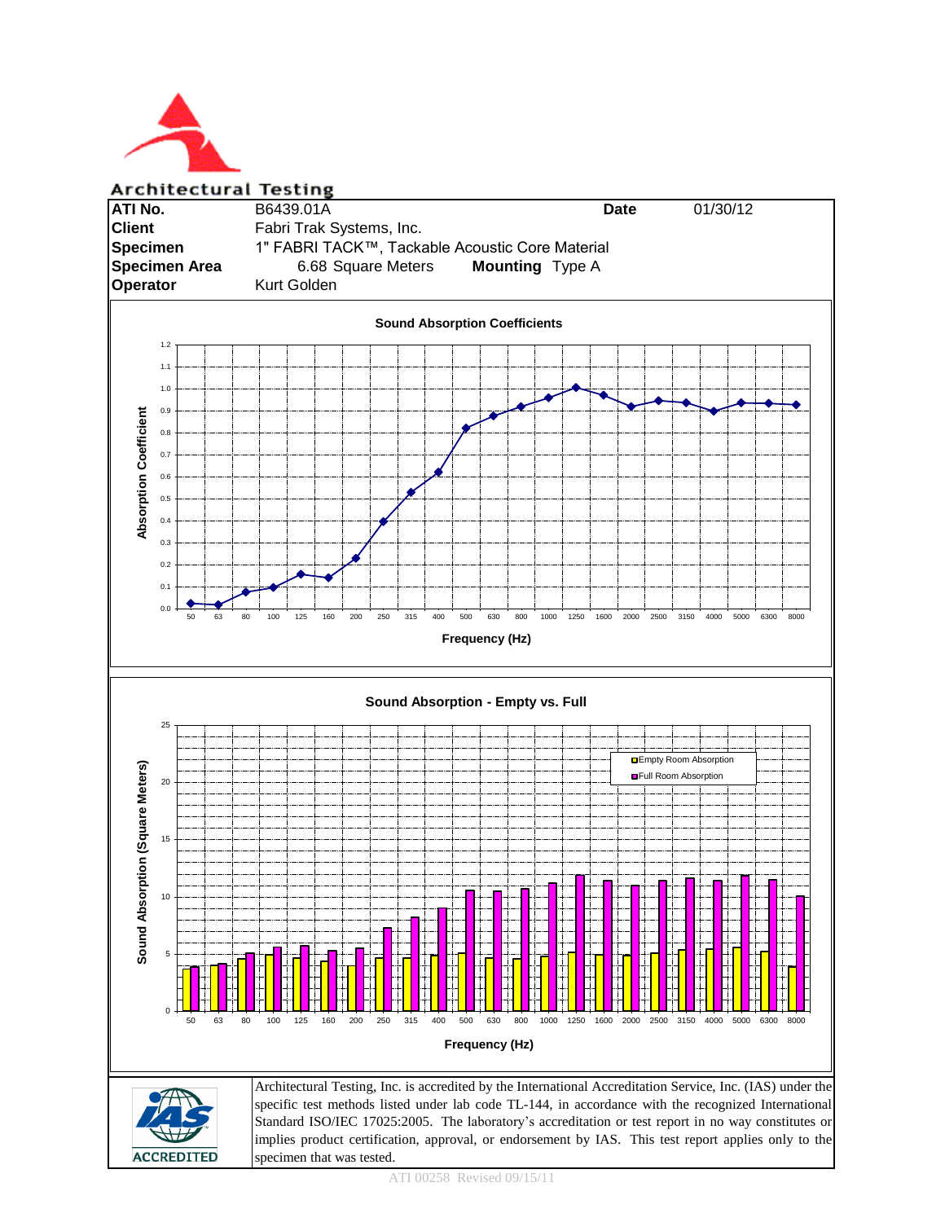Architectural Testing

| ATI No. | B6439.01A | Date | 01/30/12 |
|---|---|---|---|
| Client | Fabri Trak Systems, Inc. | | |
| Specimen | 1" FABRI TACK™, Tackable Acoustic Core Material | | |
| Specimen Area | 6.68 Square Meters | Mounting | Type A |
| Operator | Kurt Golden | | |

**Sound Absorption Coefficients**

Absorption Coefficient vs. Frequency (Hz): 50, 63, 80, 100, 125, 160, 200, 250, 315, 400, 500, 630, 800, 1000, 1250, 1600, 2000, 2500, 3150, 4000, 5000, 6300, 8000

**Sound Absorption - Empty vs. Full**

Sound Absorption (Square Meters) vs. Frequency (Hz): 50, 63, 80, 100, 125, 160, 200, 250, 315, 400, 500, 630, 800, 1000, 1250, 1600, 2000, 2500, 3150, 4000, 5000, 6300, 8000

Legend: Empty Room Absorption; Full Room Absorption

IAS ACCREDITED

Architectural Testing, Inc. is accredited by the International Accreditation Service, Inc. (IAS) under the specific test methods listed under lab code TL-144, in accordance with the recognized International Standard ISO/IEC 17025:2005. The laboratory's accreditation or test report in no way constitutes or implies product certification, approval, or endorsement by IAS. This test report applies only to the specimen that was tested.

ATI 00258 Revised 09/15/11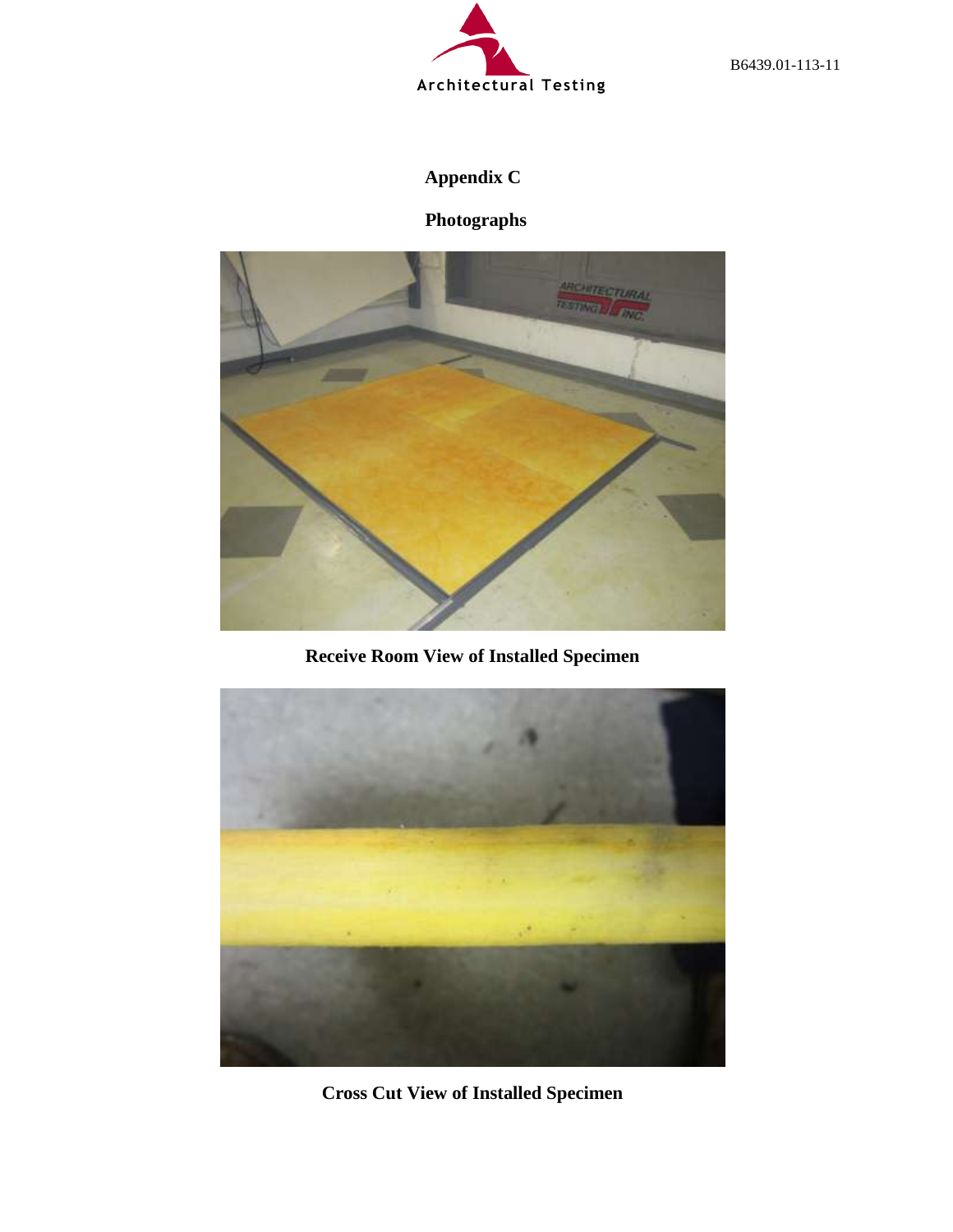# Appendix C

## Photographs

Receive Room View of Installed Specimen

Cross Cut View of Installed Specimen